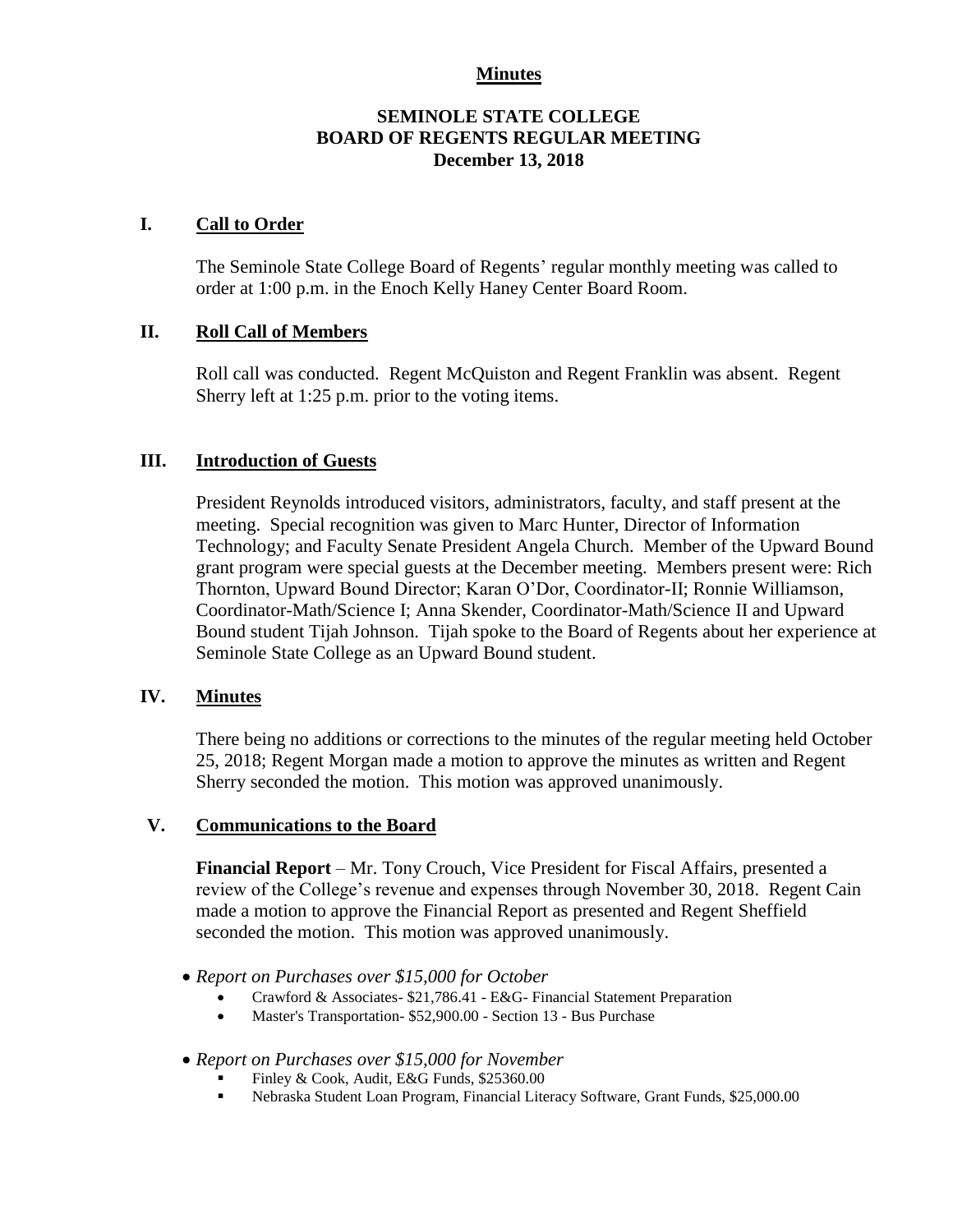**Minutes**

# SEMINOLE STATE COLLEGE
# BOARD OF REGENTS REGULAR MEETING
## December 13, 2018

## I. Call to Order

The Seminole State College Board of Regents' regular monthly meeting was called to order at 1:00 p.m. in the Enoch Kelly Haney Center Board Room.

## II. Roll Call of Members

Roll call was conducted. Regent McQuiston and Regent Franklin was absent. Regent Sherry left at 1:25 p.m. prior to the voting items.

## III. Introduction of Guests

President Reynolds introduced visitors, administrators, faculty, and staff present at the meeting. Special recognition was given to Marc Hunter, Director of Information Technology; and Faculty Senate President Angela Church. Member of the Upward Bound grant program were special guests at the December meeting. Members present were: Rich Thornton, Upward Bound Director; Karan O'Dor, Coordinator-II; Ronnie Williamson, Coordinator-Math/Science I; Anna Skender, Coordinator-Math/Science II and Upward Bound student Tijah Johnson. Tijah spoke to the Board of Regents about her experience at Seminole State College as an Upward Bound student.

## IV. Minutes

There being no additions or corrections to the minutes of the regular meeting held October 25, 2018; Regent Morgan made a motion to approve the minutes as written and Regent Sherry seconded the motion. This motion was approved unanimously.

## V. Communications to the Board

**Financial Report** – Mr. Tony Crouch, Vice President for Fiscal Affairs, presented a review of the College's revenue and expenses through November 30, 2018. Regent Cain made a motion to approve the Financial Report as presented and Regent Sheffield seconded the motion. This motion was approved unanimously.

- *Report on Purchases over $15,000 for October*
  - Crawford & Associates- $21,786.41 - E&G- Financial Statement Preparation
  - Master's Transportation- $52,900.00 - Section 13 - Bus Purchase
- *Report on Purchases over $15,000 for November*
  - Finley & Cook, Audit, E&G Funds, $25360.00
  - Nebraska Student Loan Program, Financial Literacy Software, Grant Funds, $25,000.00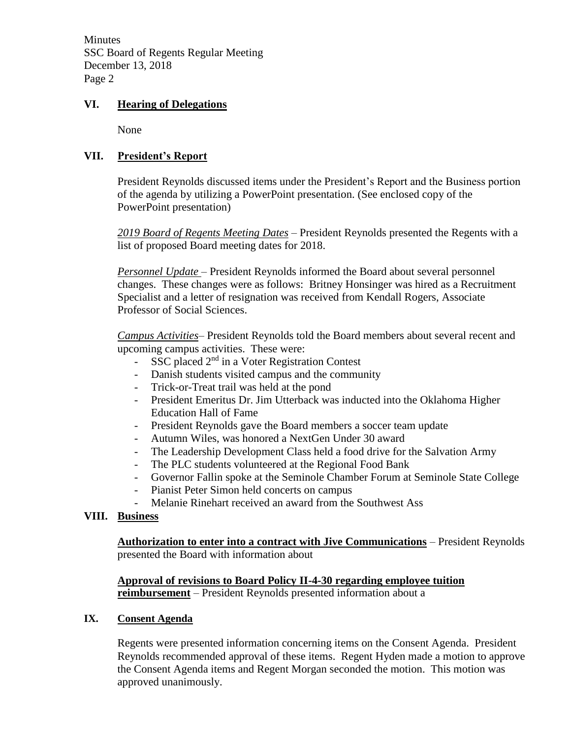## VI. Hearing of Delegations

None

## VII. President's Report

President Reynolds discussed items under the President's Report and the Business portion of the agenda by utilizing a PowerPoint presentation. (See enclosed copy of the PowerPoint presentation)

*2019 Board of Regents Meeting Dates* – President Reynolds presented the Regents with a list of proposed Board meeting dates for 2018.

*Personnel Update* – President Reynolds informed the Board about several personnel changes. These changes were as follows: Britney Honsinger was hired as a Recruitment Specialist and a letter of resignation was received from Kendall Rogers, Associate Professor of Social Sciences.

*Campus Activities*– President Reynolds told the Board members about several recent and upcoming campus activities. These were:

- SSC placed 2nd in a Voter Registration Contest
- Danish students visited campus and the community
- Trick-or-Treat trail was held at the pond
- President Emeritus Dr. Jim Utterback was inducted into the Oklahoma Higher Education Hall of Fame
- President Reynolds gave the Board members a soccer team update
- Autumn Wiles, was honored a NextGen Under 30 award
- The Leadership Development Class held a food drive for the Salvation Army
- The PLC students volunteered at the Regional Food Bank
- Governor Fallin spoke at the Seminole Chamber Forum at Seminole State College
- Pianist Peter Simon held concerts on campus
- Melanie Rinehart received an award from the Southwest Ass

## VIII. Business

**Authorization to enter into a contract with Jive Communications** – President Reynolds presented the Board with information about

**Approval of revisions to Board Policy II-4-30 regarding employee tuition reimbursement** – President Reynolds presented information about a

## IX. Consent Agenda

Regents were presented information concerning items on the Consent Agenda. President Reynolds recommended approval of these items. Regent Hyden made a motion to approve the Consent Agenda items and Regent Morgan seconded the motion. This motion was approved unanimously.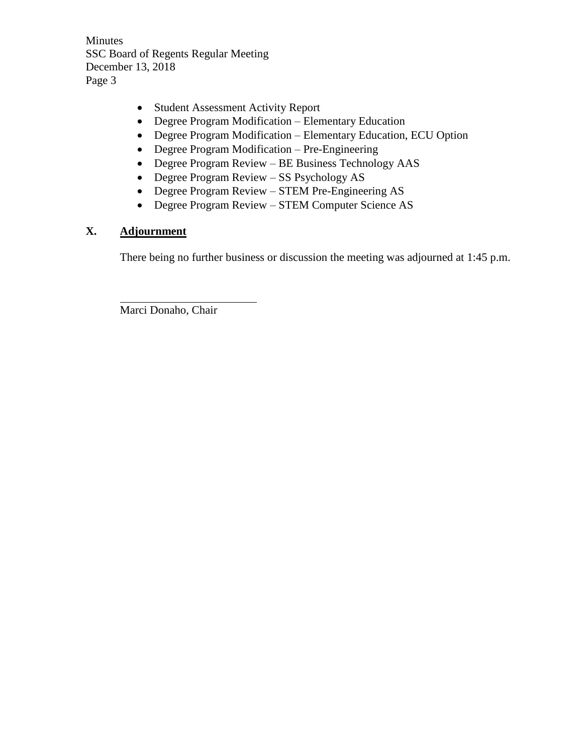- Student Assessment Activity Report
- Degree Program Modification – Elementary Education
- Degree Program Modification – Elementary Education, ECU Option
- Degree Program Modification – Pre-Engineering
- Degree Program Review – BE Business Technology AAS
- Degree Program Review – SS Psychology AS
- Degree Program Review – STEM Pre-Engineering AS
- Degree Program Review – STEM Computer Science AS

## X. Adjournment

There being no further business or discussion the meeting was adjourned at 1:45 p.m.

Marci Donaho, Chair